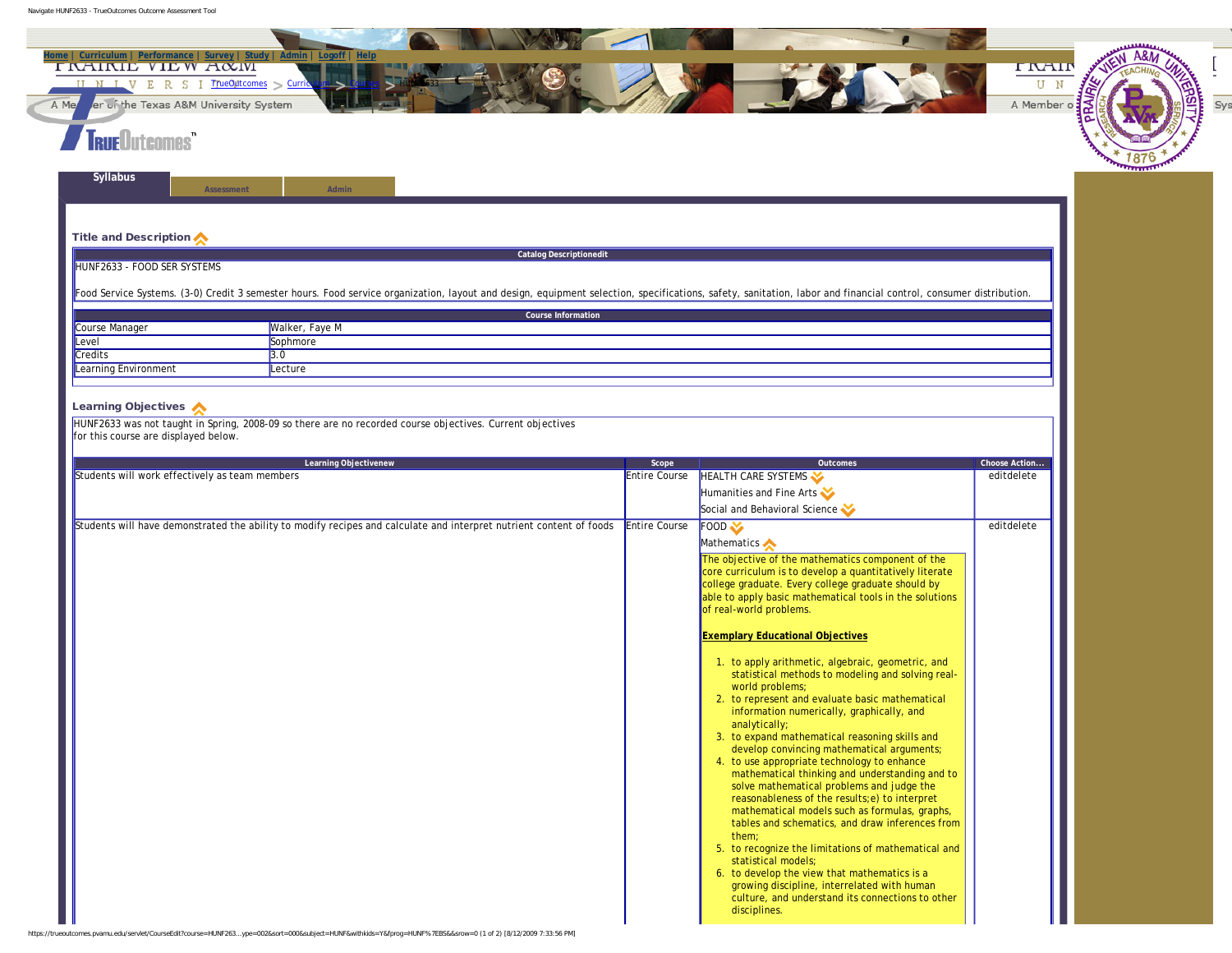Home | Curriculum | Performance | Survey | Study | Admin | Logoff | Help

TrueOutcomes > Curriculum > Courses > HUNF2633

Syllabus | Assessment | Admin

### Title and Description

| Catalog Descriptionedit |
|---|
| HUNF2633 - FOOD SER SYSTEMS<br><br>Food Service Systems. (3-0) Credit 3 semester hours. Food service organization, layout and design, equipment selection, specifications, safety, sanitation, labor and financial control, consumer distribution. |

| Course Information | |
|---|---|
| Course Manager | Walker, Faye M |
| Level | Sophmore |
| Credits | 3.0 |
| Learning Environment | Lecture |

### Learning Objectives

HUNF2633 was not taught in Spring, 2008-09 so there are no recorded course objectives. Current objectives for this course are displayed below.

| Learning Objectivenew | Scope | Outcomes | Choose Action... |
|---|---|---|---|
| Students will work effectively as team members | Entire Course | HEALTH CARE SYSTEMS<br>Humanities and Fine Arts<br>Social and Behavioral Science | editdelete |
| Students will have demonstrated the ability to modify recipes and calculate and interpret nutrient content of foods | Entire Course | FOOD<br>Mathematics<br>The objective of the mathematics component of the core curriculum is to develop a quantitatively literate college graduate. Every college graduate should by able to apply basic mathematical tools in the solutions of real-world problems.<br><br>**Exemplary Educational Objectives**<br><br>1. to apply arithmetic, algebraic, geometric, and statistical methods to modeling and solving real-world problems;<br>2. to represent and evaluate basic mathematical information numerically, graphically, and analytically;<br>3. to expand mathematical reasoning skills and develop convincing mathematical arguments;<br>4. to use appropriate technology to enhance mathematical thinking and understanding and to solve mathematical problems and judge the reasonableness of the results;e) to interpret mathematical models such as formulas, graphs, tables and schematics, and draw inferences from them;<br>5. to recognize the limitations of mathematical and statistical models;<br>6. to develop the view that mathematics is a growing discipline, interrelated with human culture, and understand its connections to other disciplines. | editdelete |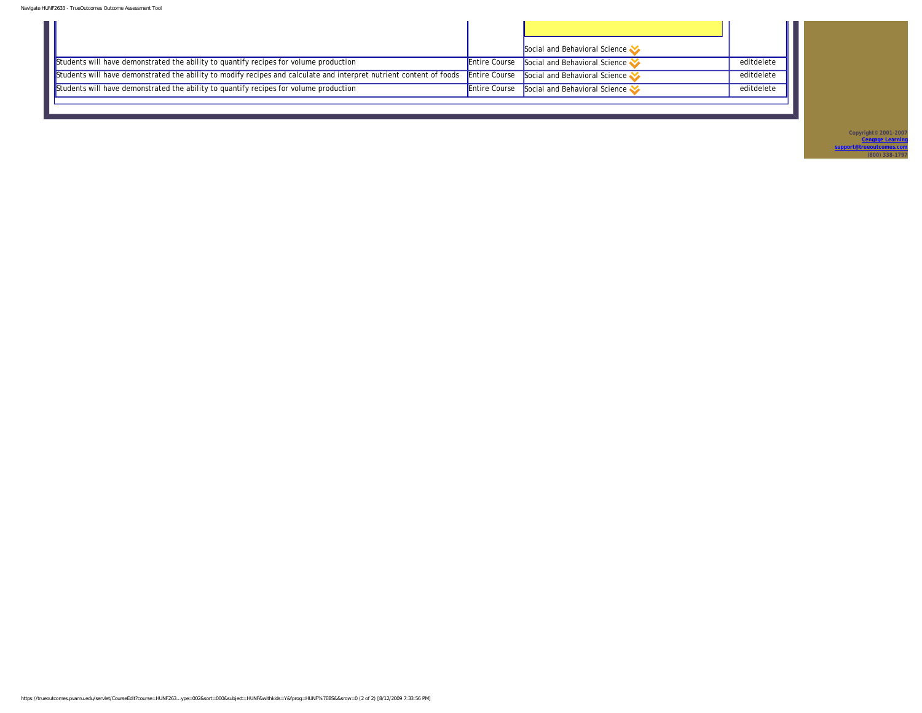| | | | |
|---|---|---|---|
| | | Social and Behavioral Science | |
| Students will have demonstrated the ability to quantify recipes for volume production | Entire Course | Social and Behavioral Science | editdelete |
| Students will have demonstrated the ability to modify recipes and calculate and interpret nutrient content of foods | Entire Course | Social and Behavioral Science | editdelete |
| Students will have demonstrated the ability to quantify recipes for volume production | Entire Course | Social and Behavioral Science | editdelete |

Copyright © 2001-2007
Cengage Learning
support@trueoutcomes.com
(800) 338-1797